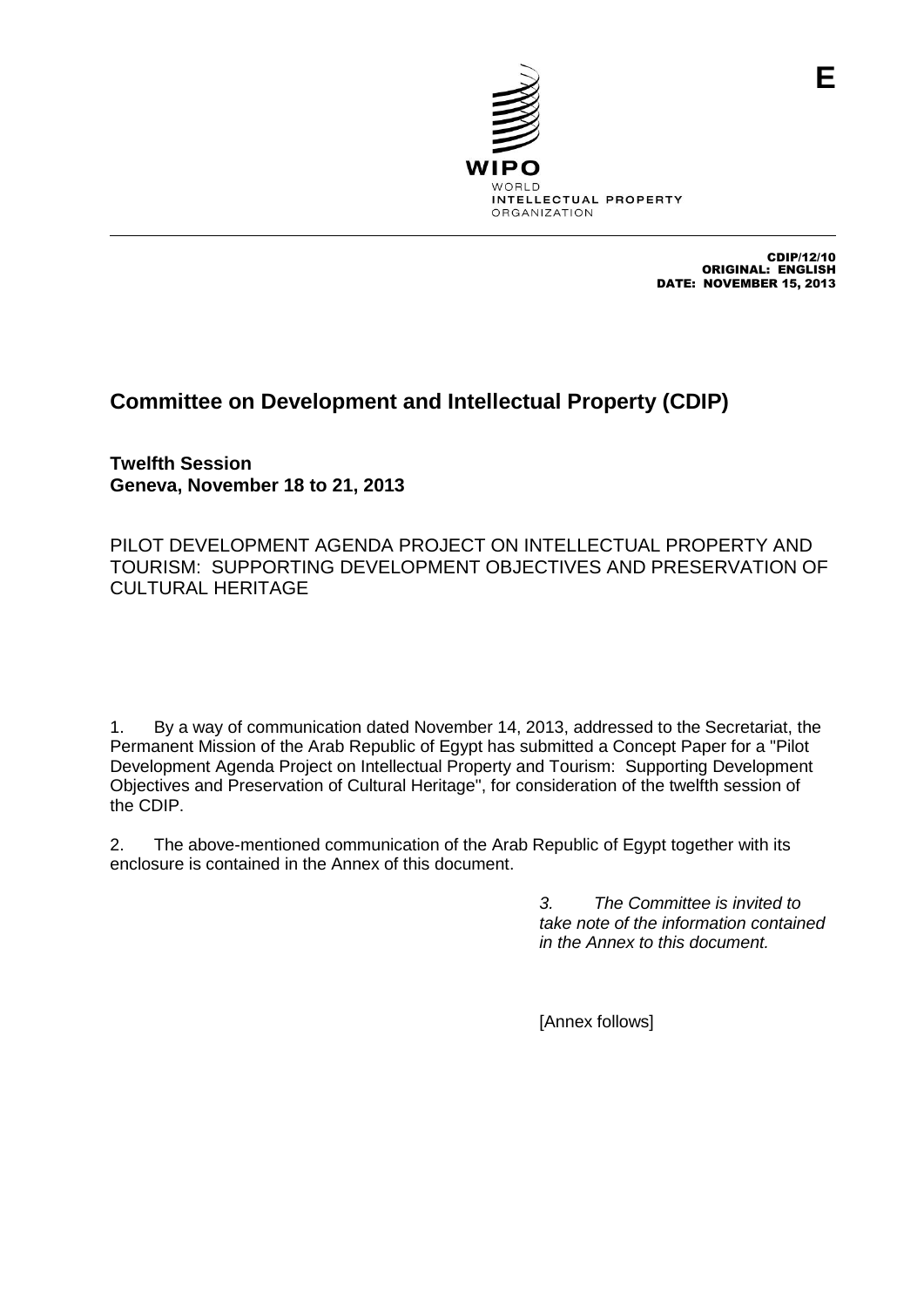E

WIPO
WORLD
INTELLECTUAL PROPERTY
ORGANIZATION

CDIP/12/10
ORIGINAL: ENGLISH
DATE: NOVEMBER 15, 2013

# Committee on Development and Intellectual Property (CDIP)

**Twelfth Session**
**Geneva, November 18 to 21, 2013**

PILOT DEVELOPMENT AGENDA PROJECT ON INTELLECTUAL PROPERTY AND TOURISM: SUPPORTING DEVELOPMENT OBJECTIVES AND PRESERVATION OF CULTURAL HERITAGE

1. By a way of communication dated November 14, 2013, addressed to the Secretariat, the Permanent Mission of the Arab Republic of Egypt has submitted a Concept Paper for a "Pilot Development Agenda Project on Intellectual Property and Tourism: Supporting Development Objectives and Preservation of Cultural Heritage", for consideration of the twelfth session of the CDIP.

2. The above-mentioned communication of the Arab Republic of Egypt together with its enclosure is contained in the Annex of this document.

*3. The Committee is invited to take note of the information contained in the Annex to this document.*

[Annex follows]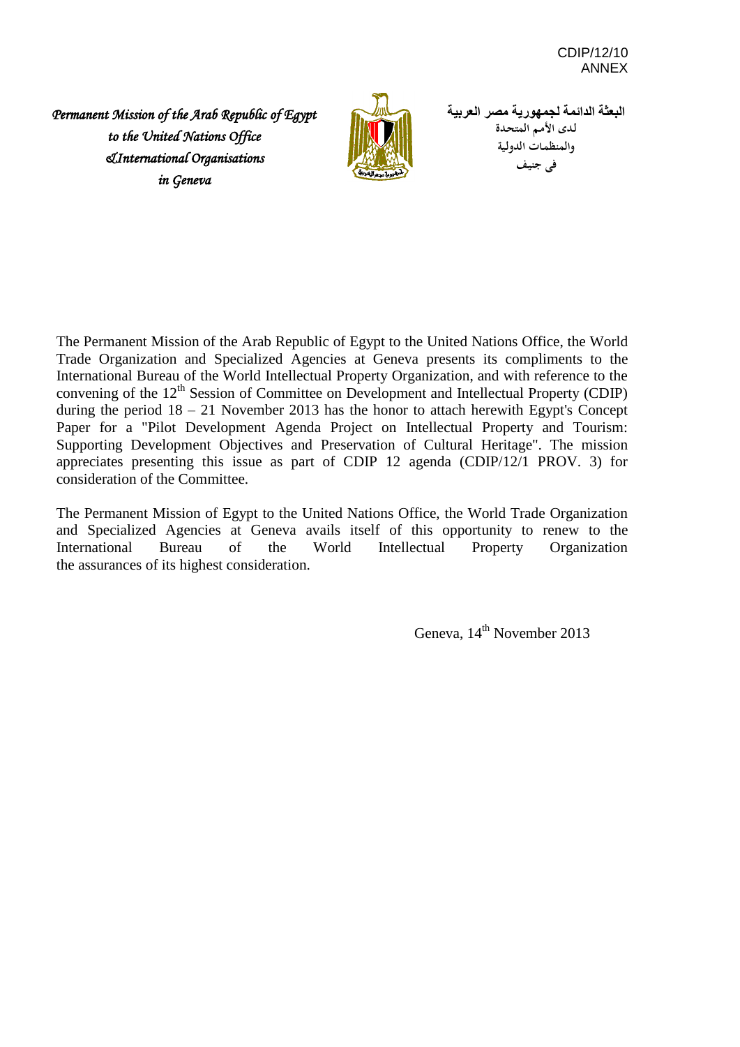CDIP/12/10
ANNEX

*Permanent Mission of the Arab Republic of Egypt*
*to the United Nations Office*
*&International Organisations*
*in Geneva*

البعثة الدائمة لجمهورية مصر العربية
لدى الأمم المتحدة
والمنظمات الدولية
في جنيف

The Permanent Mission of the Arab Republic of Egypt to the United Nations Office, the World Trade Organization and Specialized Agencies at Geneva presents its compliments to the International Bureau of the World Intellectual Property Organization, and with reference to the convening of the 12th Session of Committee on Development and Intellectual Property (CDIP) during the period 18 – 21 November 2013 has the honor to attach herewith Egypt's Concept Paper for a "Pilot Development Agenda Project on Intellectual Property and Tourism: Supporting Development Objectives and Preservation of Cultural Heritage". The mission appreciates presenting this issue as part of CDIP 12 agenda (CDIP/12/1 PROV. 3) for consideration of the Committee.

The Permanent Mission of Egypt to the United Nations Office, the World Trade Organization and Specialized Agencies at Geneva avails itself of this opportunity to renew to the International Bureau of the World Intellectual Property Organization the assurances of its highest consideration.

Geneva, 14th November 2013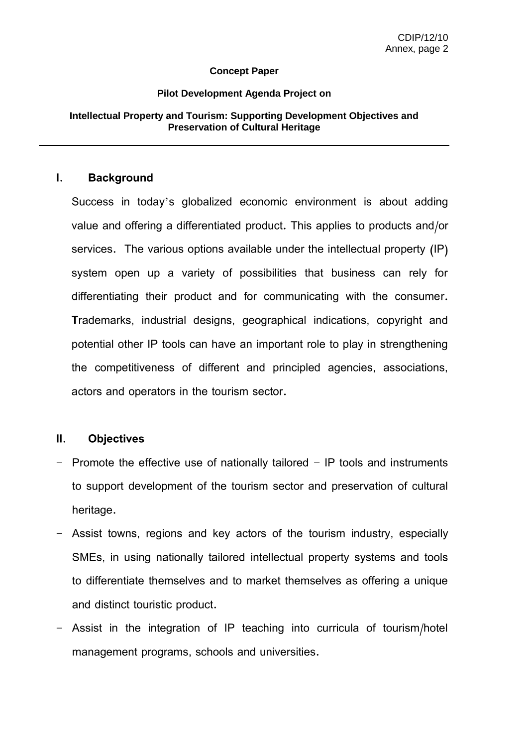**Concept Paper**

**Pilot Development Agenda Project on**

**Intellectual Property and Tourism: Supporting Development Objectives and Preservation of Cultural Heritage**

---

## I. Background

Success in today's globalized economic environment is about adding value and offering a differentiated product. This applies to products and/or services. The various options available under the intellectual property (IP) system open up a variety of possibilities that business can rely for differentiating their product and for communicating with the consumer. **T**rademarks, industrial designs, geographical indications, copyright and potential other IP tools can have an important role to play in strengthening the competitiveness of different and principled agencies, associations, actors and operators in the tourism sector.

## II. Objectives

- Promote the effective use of nationally tailored – IP tools and instruments to support development of the tourism sector and preservation of cultural heritage.
- Assist towns, regions and key actors of the tourism industry, especially SMEs, in using nationally tailored intellectual property systems and tools to differentiate themselves and to market themselves as offering a unique and distinct touristic product.
- Assist in the integration of IP teaching into curricula of tourism/hotel management programs, schools and universities.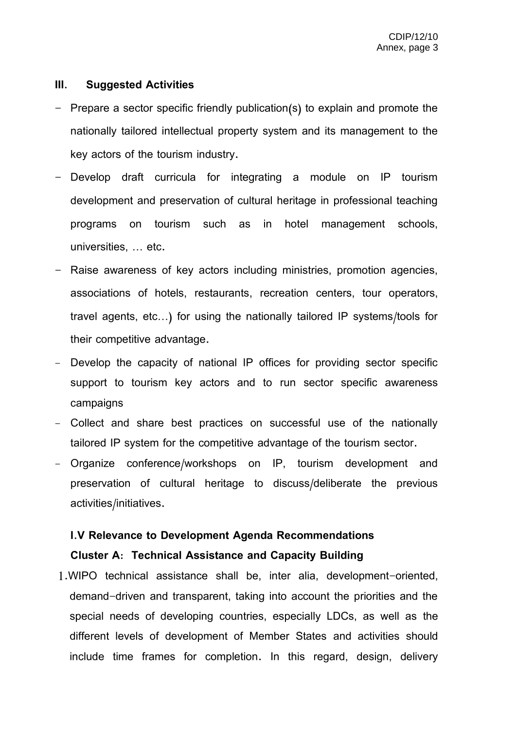## III. Suggested Activities

- Prepare a sector specific friendly publication(s) to explain and promote the nationally tailored intellectual property system and its management to the key actors of the tourism industry.
- Develop draft curricula for integrating a module on IP tourism development and preservation of cultural heritage in professional teaching programs on tourism such as in hotel management schools, universities, … etc.
- Raise awareness of key actors including ministries, promotion agencies, associations of hotels, restaurants, recreation centers, tour operators, travel agents, etc…) for using the nationally tailored IP systems/tools for their competitive advantage.
- Develop the capacity of national IP offices for providing sector specific support to tourism key actors and to run sector specific awareness campaigns
- Collect and share best practices on successful use of the nationally tailored IP system for the competitive advantage of the tourism sector.
- Organize conference/workshops on IP, tourism development and preservation of cultural heritage to discuss/deliberate the previous activities/initiatives.

### I.V Relevance to Development Agenda Recommendations

**Cluster A: Technical Assistance and Capacity Building**

1. WIPO technical assistance shall be, inter alia, development-oriented, demand-driven and transparent, taking into account the priorities and the special needs of developing countries, especially LDCs, as well as the different levels of development of Member States and activities should include time frames for completion. In this regard, design, delivery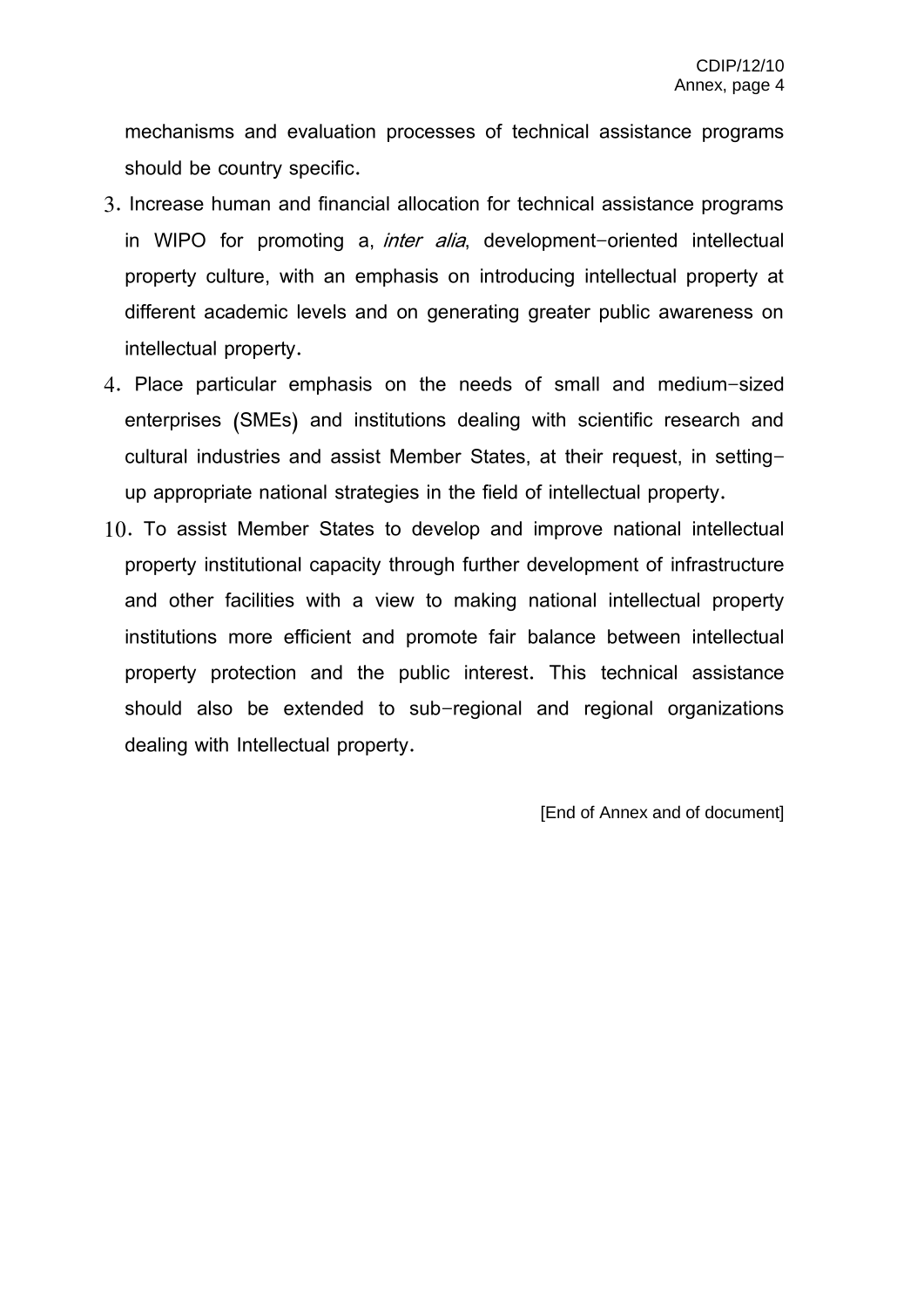mechanisms and evaluation processes of technical assistance programs should be country specific.

3. Increase human and financial allocation for technical assistance programs in WIPO for promoting a, *inter alia*, development-oriented intellectual property culture, with an emphasis on introducing intellectual property at different academic levels and on generating greater public awareness on intellectual property.

4. Place particular emphasis on the needs of small and medium-sized enterprises (SMEs) and institutions dealing with scientific research and cultural industries and assist Member States, at their request, in setting-up appropriate national strategies in the field of intellectual property.

10. To assist Member States to develop and improve national intellectual property institutional capacity through further development of infrastructure and other facilities with a view to making national intellectual property institutions more efficient and promote fair balance between intellectual property protection and the public interest. This technical assistance should also be extended to sub-regional and regional organizations dealing with Intellectual property.

[End of Annex and of document]